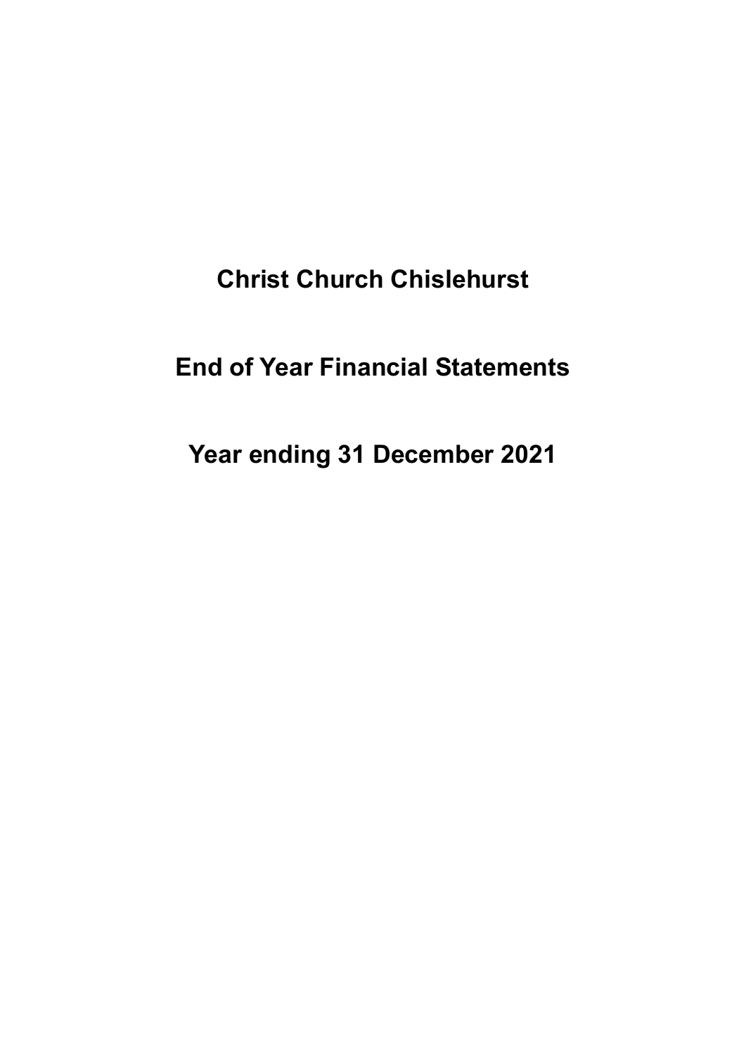# Christ Church Chislehurst

# End of Year Financial Statements

# Year ending 31 December 2021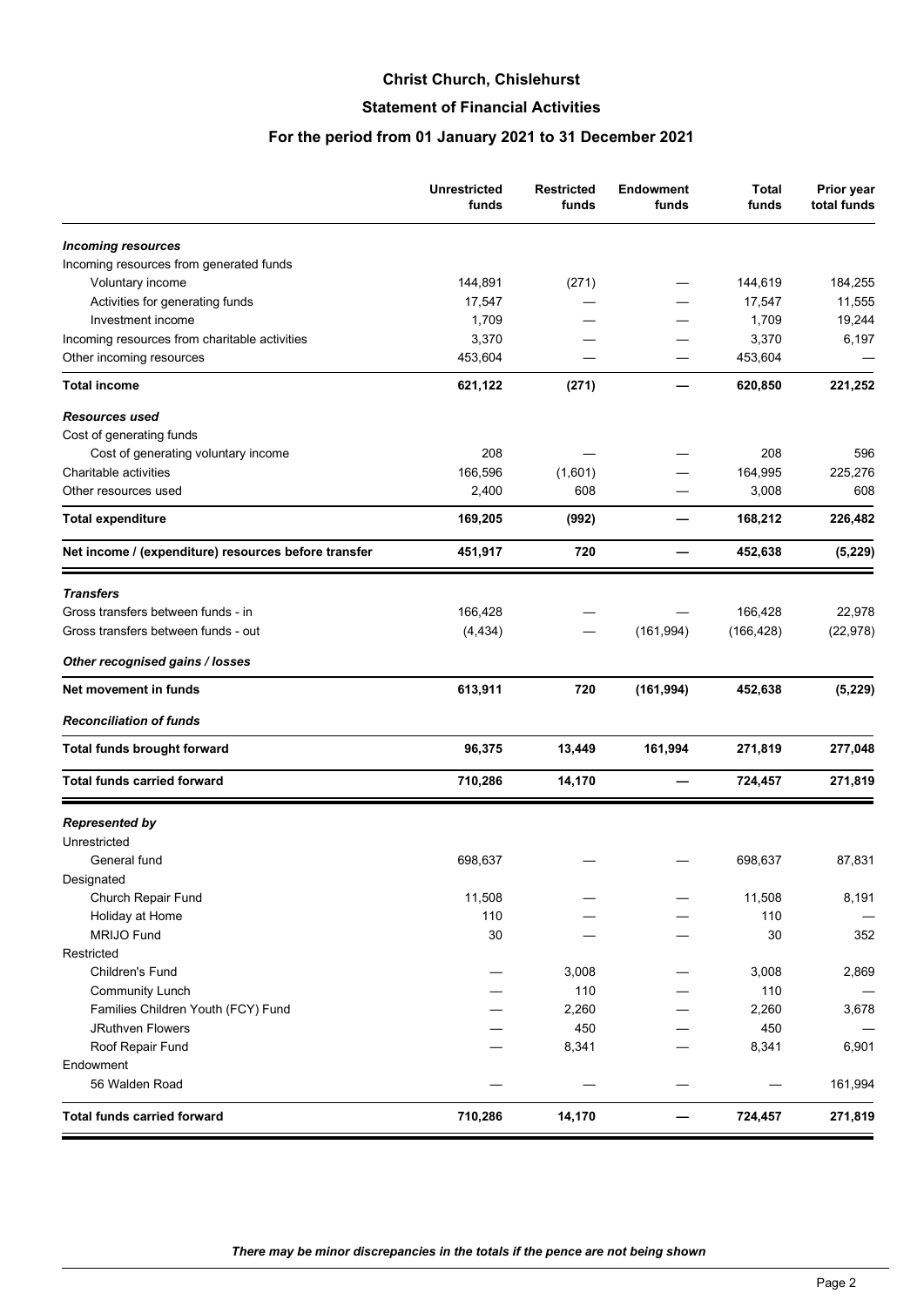# Christ Church, Chislehurst

## Statement of Financial Activities

### For the period from 01 January 2021 to 31 December 2021

| | Unrestricted funds | Restricted funds | Endowment funds | Total funds | Prior year total funds |
|---|---|---|---|---|---|
| ***Incoming resources*** | | | | | |
| Incoming resources from generated funds | | | | | |
| Voluntary income | 144,891 | (271) | — | 144,619 | 184,255 |
| Activities for generating funds | 17,547 | — | — | 17,547 | 11,555 |
| Investment income | 1,709 | — | — | 1,709 | 19,244 |
| Incoming resources from charitable activities | 3,370 | — | — | 3,370 | 6,197 |
| Other incoming resources | 453,604 | — | — | 453,604 | — |
| **Total income** | **621,122** | **(271)** | **—** | **620,850** | **221,252** |
| ***Resources used*** | | | | | |
| Cost of generating funds | | | | | |
| Cost of generating voluntary income | 208 | — | — | 208 | 596 |
| Charitable activities | 166,596 | (1,601) | — | 164,995 | 225,276 |
| Other resources used | 2,400 | 608 | — | 3,008 | 608 |
| **Total expenditure** | **169,205** | **(992)** | **—** | **168,212** | **226,482** |
| **Net income / (expenditure) resources before transfer** | **451,917** | **720** | **—** | **452,638** | **(5,229)** |
| ***Transfers*** | | | | | |
| Gross transfers between funds - in | 166,428 | — | — | 166,428 | 22,978 |
| Gross transfers between funds - out | (4,434) | — | (161,994) | (166,428) | (22,978) |
| ***Other recognised gains / losses*** | | | | | |
| **Net movement in funds** | **613,911** | **720** | **(161,994)** | **452,638** | **(5,229)** |
| ***Reconciliation of funds*** | | | | | |
| **Total funds brought forward** | **96,375** | **13,449** | **161,994** | **271,819** | **277,048** |
| **Total funds carried forward** | **710,286** | **14,170** | **—** | **724,457** | **271,819** |
| ***Represented by*** | | | | | |
| Unrestricted | | | | | |
| General fund | 698,637 | — | — | 698,637 | 87,831 |
| Designated | | | | | |
| Church Repair Fund | 11,508 | — | — | 11,508 | 8,191 |
| Holiday at Home | 110 | — | — | 110 | — |
| MRIJO Fund | 30 | — | — | 30 | 352 |
| Restricted | | | | | |
| Children's Fund | — | 3,008 | — | 3,008 | 2,869 |
| Community Lunch | — | 110 | — | 110 | — |
| Families Children Youth (FCY) Fund | — | 2,260 | — | 2,260 | 3,678 |
| JRuthven Flowers | — | 450 | — | 450 | — |
| Roof Repair Fund | — | 8,341 | — | 8,341 | 6,901 |
| Endowment | | | | | |
| 56 Walden Road | — | — | — | — | 161,994 |
| **Total funds carried forward** | **710,286** | **14,170** | **—** | **724,457** | **271,819** |

*There may be minor discrepancies in the totals if the pence are not being shown*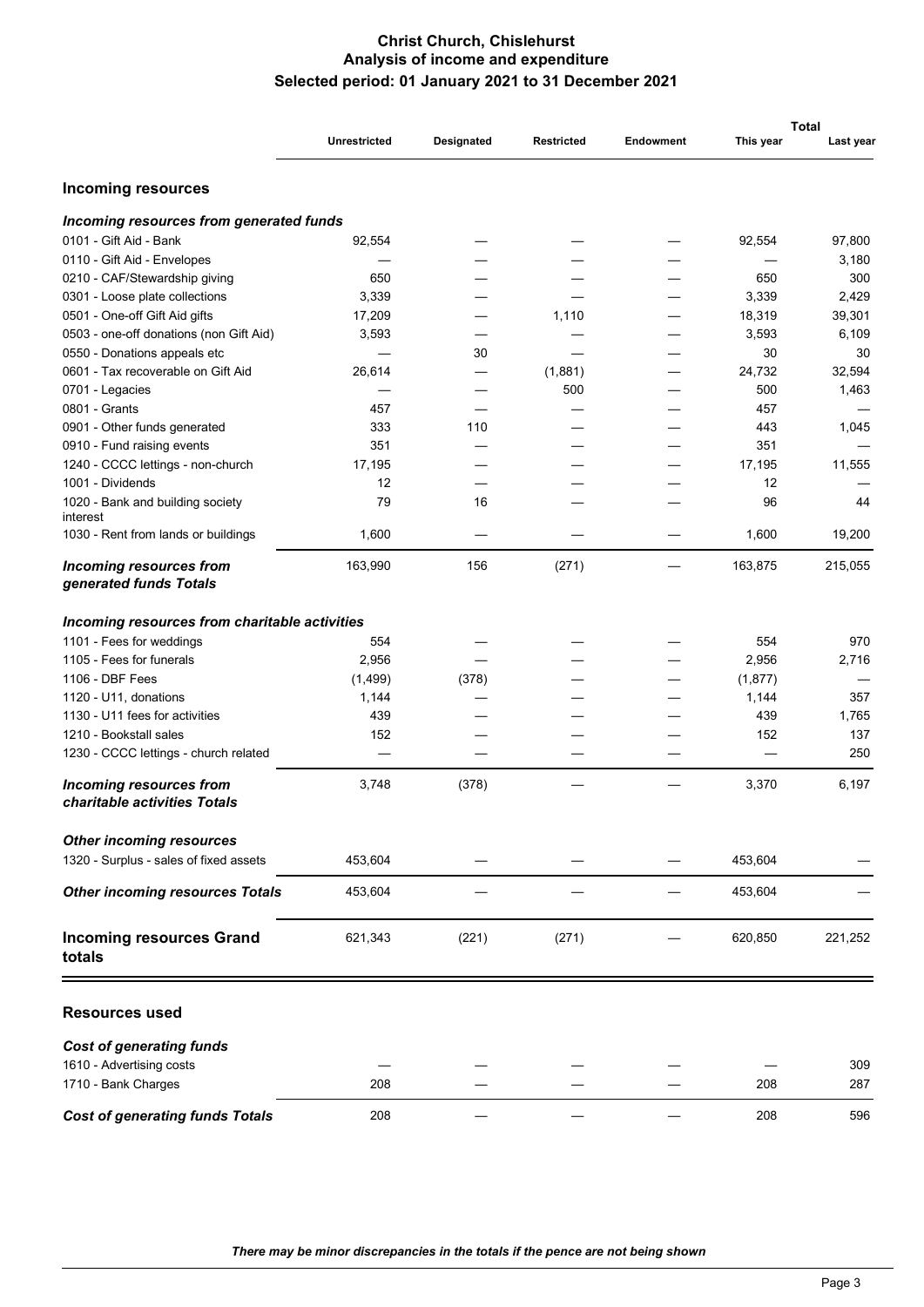# Christ Church, Chislehurst
## Analysis of income and expenditure
### Selected period: 01 January 2021 to 31 December 2021

| | Unrestricted | Designated | Restricted | Endowment | Total This year | Total Last year |
|---|---|---|---|---|---|---|
| **Incoming resources** | | | | | | |
| ***Incoming resources from generated funds*** | | | | | | |
| 0101 - Gift Aid - Bank | 92,554 | — | — | — | 92,554 | 97,800 |
| 0110 - Gift Aid - Envelopes | — | — | — | — | — | 3,180 |
| 0210 - CAF/Stewardship giving | 650 | — | — | — | 650 | 300 |
| 0301 - Loose plate collections | 3,339 | — | — | — | 3,339 | 2,429 |
| 0501 - One-off Gift Aid gifts | 17,209 | — | 1,110 | — | 18,319 | 39,301 |
| 0503 - one-off donations (non Gift Aid) | 3,593 | — | — | — | 3,593 | 6,109 |
| 0550 - Donations appeals etc | — | 30 | — | — | 30 | 30 |
| 0601 - Tax recoverable on Gift Aid | 26,614 | — | (1,881) | — | 24,732 | 32,594 |
| 0701 - Legacies | — | — | 500 | — | 500 | 1,463 |
| 0801 - Grants | 457 | — | — | — | 457 | — |
| 0901 - Other funds generated | 333 | 110 | — | — | 443 | 1,045 |
| 0910 - Fund raising events | 351 | — | — | — | 351 | — |
| 1240 - CCCC lettings - non-church | 17,195 | — | — | — | 17,195 | 11,555 |
| 1001 - Dividends | 12 | — | — | — | 12 | — |
| 1020 - Bank and building society interest | 79 | 16 | — | — | 96 | 44 |
| 1030 - Rent from lands or buildings | 1,600 | — | — | — | 1,600 | 19,200 |
| ***Incoming resources from generated funds Totals*** | 163,990 | 156 | (271) | — | 163,875 | 215,055 |
| ***Incoming resources from charitable activities*** | | | | | | |
| 1101 - Fees for weddings | 554 | — | — | — | 554 | 970 |
| 1105 - Fees for funerals | 2,956 | — | — | — | 2,956 | 2,716 |
| 1106 - DBF Fees | (1,499) | (378) | — | — | (1,877) | — |
| 1120 - U11, donations | 1,144 | — | — | — | 1,144 | 357 |
| 1130 - U11 fees for activities | 439 | — | — | — | 439 | 1,765 |
| 1210 - Bookstall sales | 152 | — | — | — | 152 | 137 |
| 1230 - CCCC lettings - church related | — | — | — | — | — | 250 |
| ***Incoming resources from charitable activities Totals*** | 3,748 | (378) | — | — | 3,370 | 6,197 |
| ***Other incoming resources*** | | | | | | |
| 1320 - Surplus - sales of fixed assets | 453,604 | — | — | — | 453,604 | — |
| ***Other incoming resources Totals*** | 453,604 | — | — | — | 453,604 | — |
| **Incoming resources Grand totals** | 621,343 | (221) | (271) | — | 620,850 | 221,252 |
| **Resources used** | | | | | | |
| ***Cost of generating funds*** | | | | | | |
| 1610 - Advertising costs | — | — | — | — | — | 309 |
| 1710 - Bank Charges | 208 | — | — | — | 208 | 287 |
| ***Cost of generating funds Totals*** | 208 | — | — | — | 208 | 596 |

*There may be minor discrepancies in the totals if the pence are not being shown*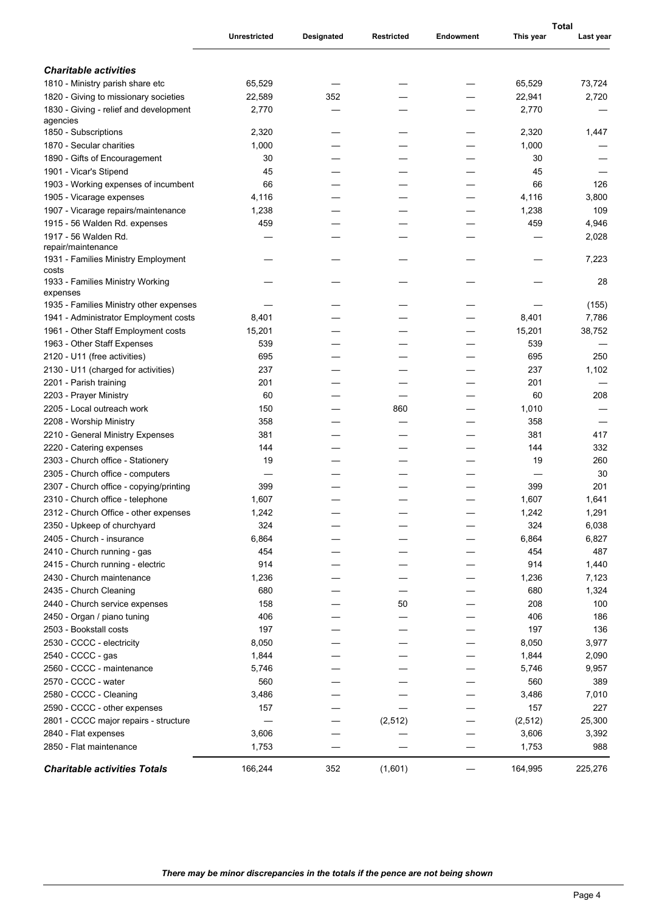| | Unrestricted | Designated | Restricted | Endowment | Total | |
|---|---|---|---|---|---|---|
| | | | | | This year | Last year |
| ***Charitable activities*** | | | | | | |
| 1810 - Ministry parish share etc | 65,529 | — | — | — | 65,529 | 73,724 |
| 1820 - Giving to missionary societies | 22,589 | 352 | — | — | 22,941 | 2,720 |
| 1830 - Giving - relief and development agencies | 2,770 | — | — | — | 2,770 | — |
| 1850 - Subscriptions | 2,320 | — | — | — | 2,320 | 1,447 |
| 1870 - Secular charities | 1,000 | — | — | — | 1,000 | — |
| 1890 - Gifts of Encouragement | 30 | — | — | — | 30 | — |
| 1901 - Vicar's Stipend | 45 | — | — | — | 45 | — |
| 1903 - Working expenses of incumbent | 66 | — | — | — | 66 | 126 |
| 1905 - Vicarage expenses | 4,116 | — | — | — | 4,116 | 3,800 |
| 1907 - Vicarage repairs/maintenance | 1,238 | — | — | — | 1,238 | 109 |
| 1915 - 56 Walden Rd. expenses | 459 | — | — | — | 459 | 4,946 |
| 1917 - 56 Walden Rd. repair/maintenance | — | — | — | — | — | 2,028 |
| 1931 - Families Ministry Employment costs | — | — | — | — | — | 7,223 |
| 1933 - Families Ministry Working expenses | — | — | — | — | — | 28 |
| 1935 - Families Ministry other expenses | — | — | — | — | — | (155) |
| 1941 - Administrator Employment costs | 8,401 | — | — | — | 8,401 | 7,786 |
| 1961 - Other Staff Employment costs | 15,201 | — | — | — | 15,201 | 38,752 |
| 1963 - Other Staff Expenses | 539 | — | — | — | 539 | — |
| 2120 - U11 (free activities) | 695 | — | — | — | 695 | 250 |
| 2130 - U11 (charged for activities) | 237 | — | — | — | 237 | 1,102 |
| 2201 - Parish training | 201 | — | — | — | 201 | — |
| 2203 - Prayer Ministry | 60 | — | — | — | 60 | 208 |
| 2205 - Local outreach work | 150 | — | 860 | — | 1,010 | — |
| 2208 - Worship Ministry | 358 | — | — | — | 358 | — |
| 2210 - General Ministry Expenses | 381 | — | — | — | 381 | 417 |
| 2220 - Catering expenses | 144 | — | — | — | 144 | 332 |
| 2303 - Church office - Stationery | 19 | — | — | — | 19 | 260 |
| 2305 - Church office - computers | — | — | — | — | — | 30 |
| 2307 - Church office - copying/printing | 399 | — | — | — | 399 | 201 |
| 2310 - Church office - telephone | 1,607 | — | — | — | 1,607 | 1,641 |
| 2312 - Church Office - other expenses | 1,242 | — | — | — | 1,242 | 1,291 |
| 2350 - Upkeep of churchyard | 324 | — | — | — | 324 | 6,038 |
| 2405 - Church - insurance | 6,864 | — | — | — | 6,864 | 6,827 |
| 2410 - Church running - gas | 454 | — | — | — | 454 | 487 |
| 2415 - Church running - electric | 914 | — | — | — | 914 | 1,440 |
| 2430 - Church maintenance | 1,236 | — | — | — | 1,236 | 7,123 |
| 2435 - Church Cleaning | 680 | — | — | — | 680 | 1,324 |
| 2440 - Church service expenses | 158 | — | 50 | — | 208 | 100 |
| 2450 - Organ / piano tuning | 406 | — | — | — | 406 | 186 |
| 2503 - Bookstall costs | 197 | — | — | — | 197 | 136 |
| 2530 - CCCC - electricity | 8,050 | — | — | — | 8,050 | 3,977 |
| 2540 - CCCC - gas | 1,844 | — | — | — | 1,844 | 2,090 |
| 2560 - CCCC - maintenance | 5,746 | — | — | — | 5,746 | 9,957 |
| 2570 - CCCC - water | 560 | — | — | — | 560 | 389 |
| 2580 - CCCC - Cleaning | 3,486 | — | — | — | 3,486 | 7,010 |
| 2590 - CCCC - other expenses | 157 | — | — | — | 157 | 227 |
| 2801 - CCCC major repairs - structure | — | — | (2,512) | — | (2,512) | 25,300 |
| 2840 - Flat expenses | 3,606 | — | — | — | 3,606 | 3,392 |
| 2850 - Flat maintenance | 1,753 | — | — | — | 1,753 | 988 |
| ***Charitable activities Totals*** | 166,244 | 352 | (1,601) | — | 164,995 | 225,276 |

*There may be minor discrepancies in the totals if the pence are not being shown*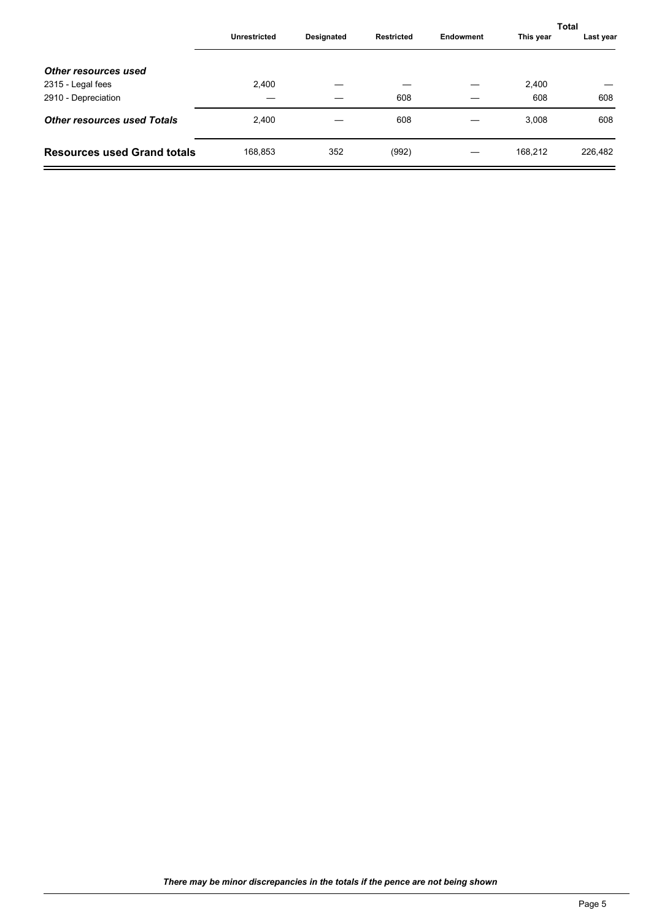| | Unrestricted | Designated | Restricted | Endowment | Total | |
|---|---|---|---|---|---|---|
| | | | | | This year | Last year |
| ***Other resources used*** | | | | | | |
| 2315 - Legal fees | 2,400 | — | — | — | 2,400 | — |
| 2910 - Depreciation | — | — | 608 | — | 608 | 608 |
| ***Other resources used Totals*** | 2,400 | — | 608 | — | 3,008 | 608 |
| **Resources used Grand totals** | 168,853 | 352 | (992) | — | 168,212 | 226,482 |

***There may be minor discrepancies in the totals if the pence are not being shown***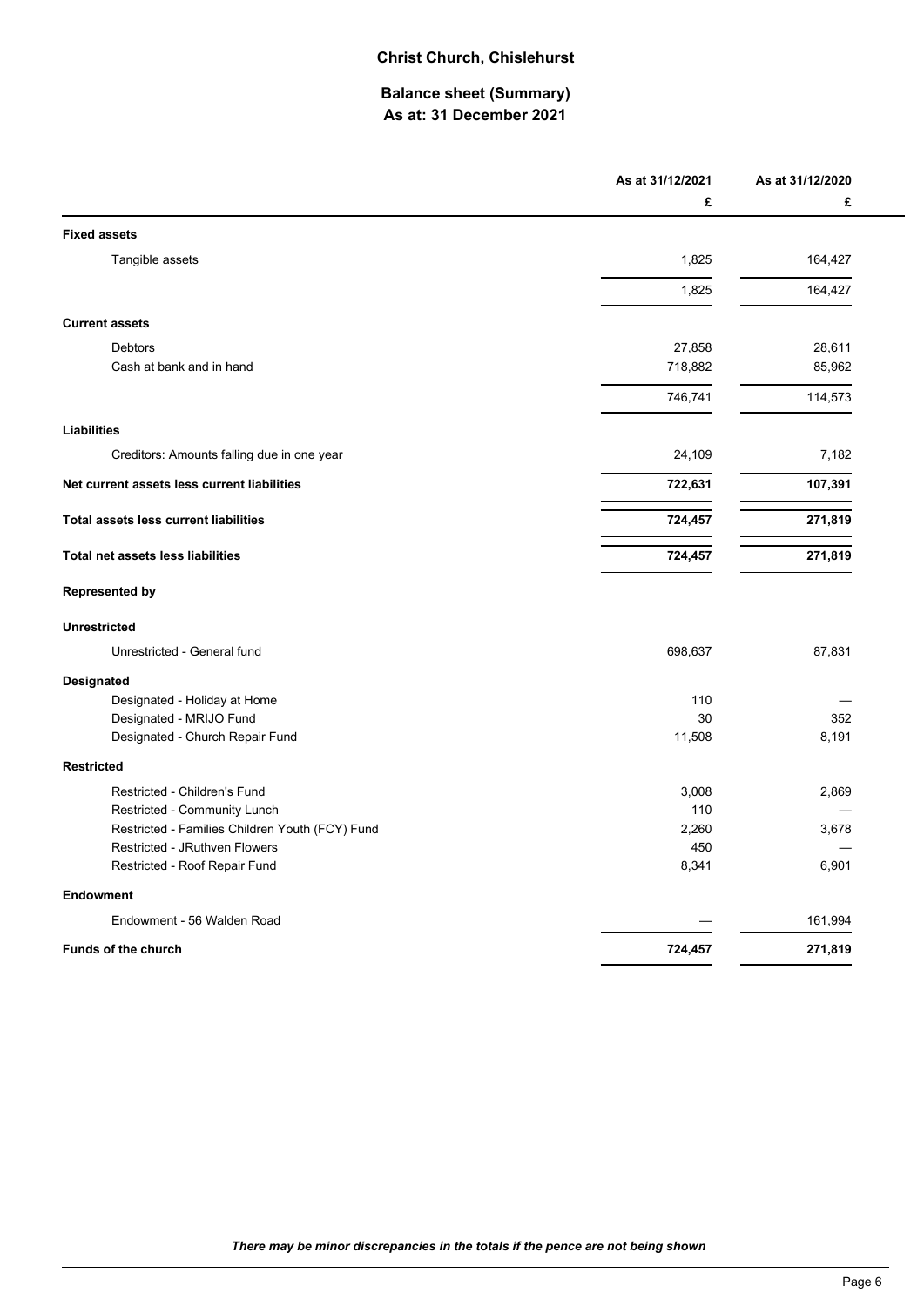## Christ Church, Chislehurst

### Balance sheet (Summary)
### As at: 31 December 2021

| | As at 31/12/2021 | As at 31/12/2020 |
|---|---|---|
| | £ | £ |
| **Fixed assets** | | |
| Tangible assets | 1,825 | 164,427 |
| | 1,825 | 164,427 |
| **Current assets** | | |
| Debtors | 27,858 | 28,611 |
| Cash at bank and in hand | 718,882 | 85,962 |
| | 746,741 | 114,573 |
| **Liabilities** | | |
| Creditors: Amounts falling due in one year | 24,109 | 7,182 |
| **Net current assets less current liabilities** | **722,631** | **107,391** |
| **Total assets less current liabilities** | **724,457** | **271,819** |
| **Total net assets less liabilities** | **724,457** | **271,819** |
| **Represented by** | | |
| **Unrestricted** | | |
| Unrestricted - General fund | 698,637 | 87,831 |
| **Designated** | | |
| Designated - Holiday at Home | 110 | — |
| Designated - MRIJO Fund | 30 | 352 |
| Designated - Church Repair Fund | 11,508 | 8,191 |
| **Restricted** | | |
| Restricted - Children's Fund | 3,008 | 2,869 |
| Restricted - Community Lunch | 110 | — |
| Restricted - Families Children Youth (FCY) Fund | 2,260 | 3,678 |
| Restricted - JRuthven Flowers | 450 | — |
| Restricted - Roof Repair Fund | 8,341 | 6,901 |
| **Endowment** | | |
| Endowment - 56 Walden Road | — | 161,994 |
| **Funds of the church** | **724,457** | **271,819** |

*There may be minor discrepancies in the totals if the pence are not being shown*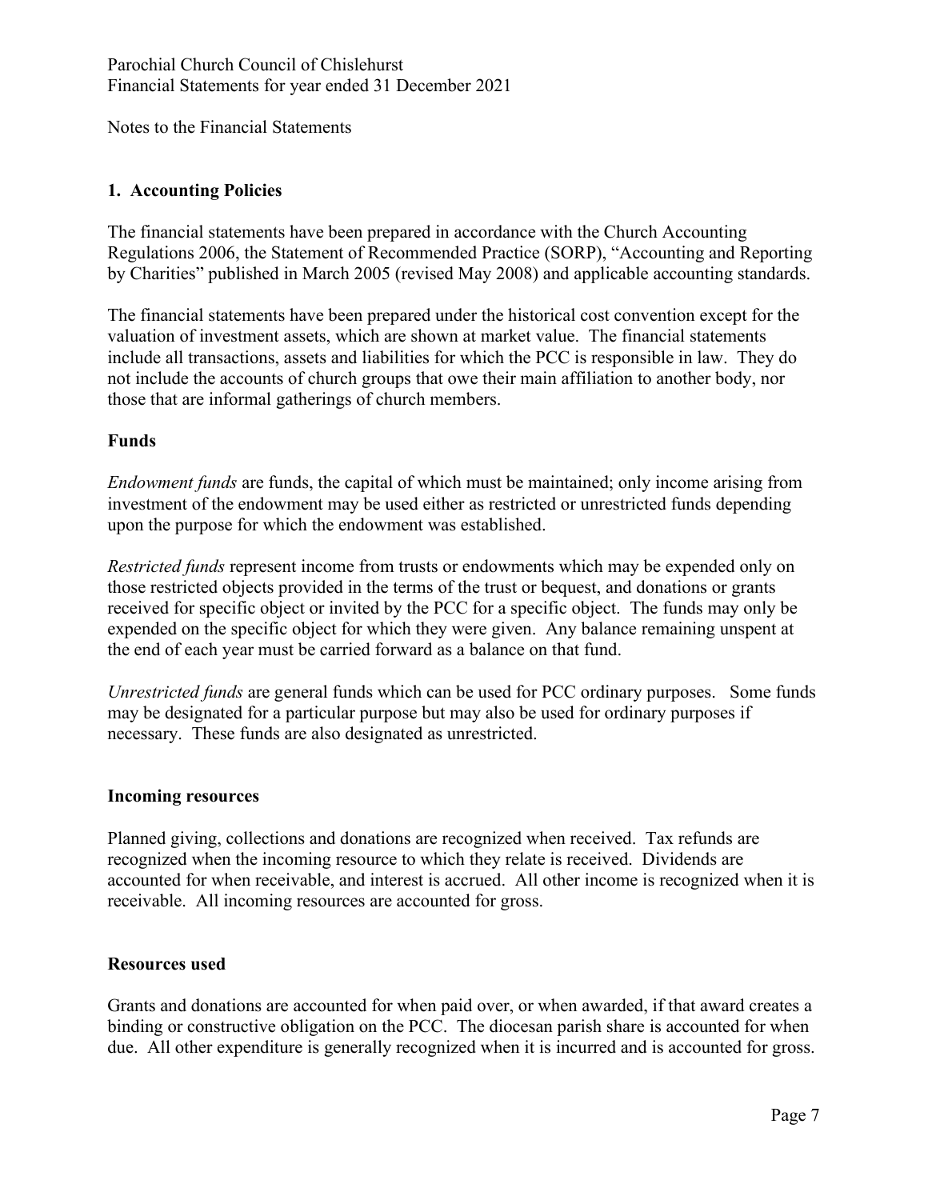Notes to the Financial Statements

## 1. Accounting Policies

The financial statements have been prepared in accordance with the Church Accounting Regulations 2006, the Statement of Recommended Practice (SORP), "Accounting and Reporting by Charities" published in March 2005 (revised May 2008) and applicable accounting standards.

The financial statements have been prepared under the historical cost convention except for the valuation of investment assets, which are shown at market value. The financial statements include all transactions, assets and liabilities for which the PCC is responsible in law. They do not include the accounts of church groups that owe their main affiliation to another body, nor those that are informal gatherings of church members.

### Funds

*Endowment funds* are funds, the capital of which must be maintained; only income arising from investment of the endowment may be used either as restricted or unrestricted funds depending upon the purpose for which the endowment was established.

*Restricted funds* represent income from trusts or endowments which may be expended only on those restricted objects provided in the terms of the trust or bequest, and donations or grants received for specific object or invited by the PCC for a specific object. The funds may only be expended on the specific object for which they were given. Any balance remaining unspent at the end of each year must be carried forward as a balance on that fund.

*Unrestricted funds* are general funds which can be used for PCC ordinary purposes. Some funds may be designated for a particular purpose but may also be used for ordinary purposes if necessary. These funds are also designated as unrestricted.

### Incoming resources

Planned giving, collections and donations are recognized when received. Tax refunds are recognized when the incoming resource to which they relate is received. Dividends are accounted for when receivable, and interest is accrued. All other income is recognized when it is receivable. All incoming resources are accounted for gross.

### Resources used

Grants and donations are accounted for when paid over, or when awarded, if that award creates a binding or constructive obligation on the PCC. The diocesan parish share is accounted for when due. All other expenditure is generally recognized when it is incurred and is accounted for gross.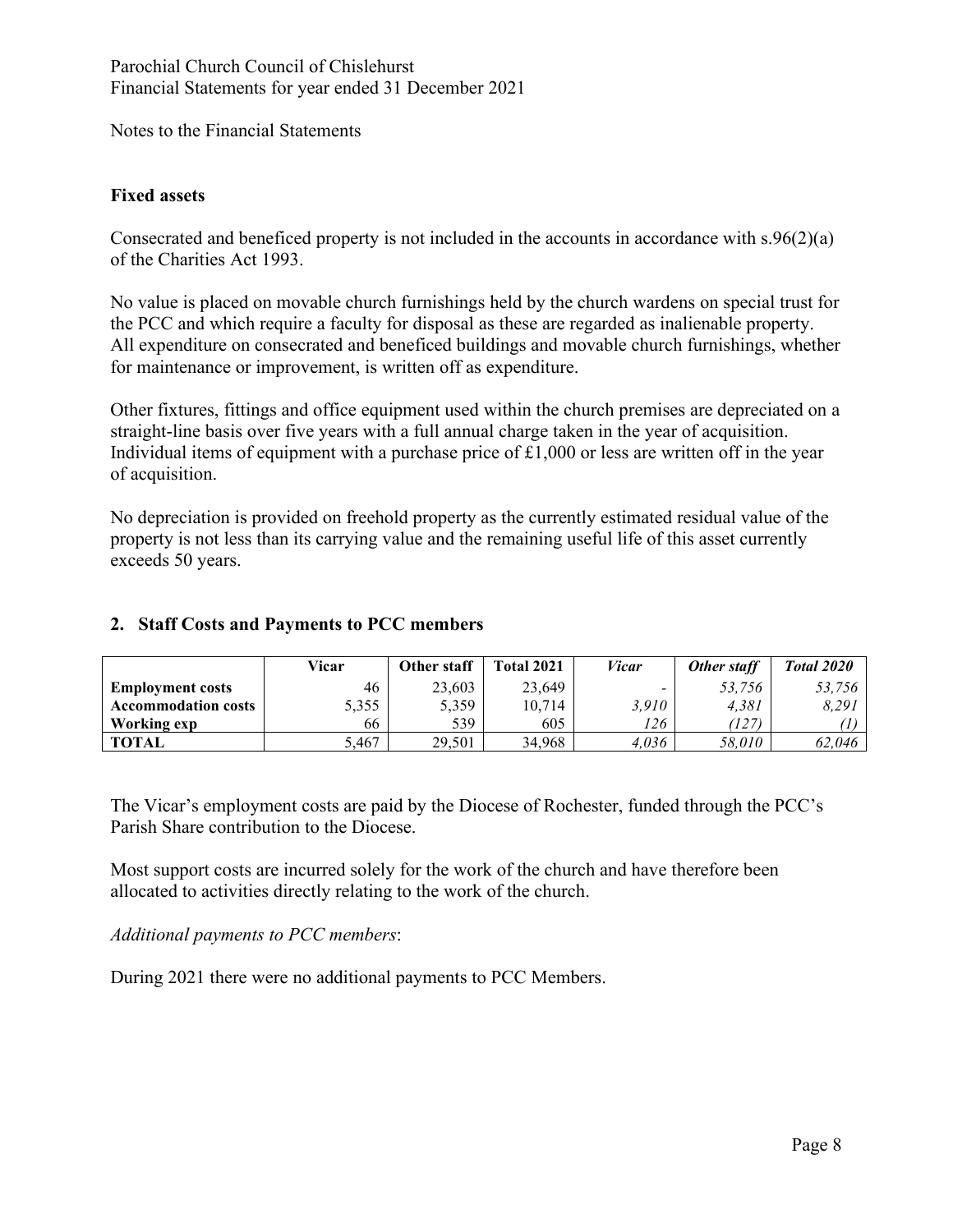Notes to the Financial Statements

### Fixed assets

Consecrated and beneficed property is not included in the accounts in accordance with s.96(2)(a) of the Charities Act 1993.

No value is placed on movable church furnishings held by the church wardens on special trust for the PCC and which require a faculty for disposal as these are regarded as inalienable property. All expenditure on consecrated and beneficed buildings and movable church furnishings, whether for maintenance or improvement, is written off as expenditure.

Other fixtures, fittings and office equipment used within the church premises are depreciated on a straight-line basis over five years with a full annual charge taken in the year of acquisition. Individual items of equipment with a purchase price of £1,000 or less are written off in the year of acquisition.

No depreciation is provided on freehold property as the currently estimated residual value of the property is not less than its carrying value and the remaining useful life of this asset currently exceeds 50 years.

## 2. Staff Costs and Payments to PCC members

| | **Vicar** | **Other staff** | **Total 2021** | ***Vicar*** | ***Other staff*** | ***Total 2020*** |
|---|---|---|---|---|---|---|
| **Employment costs** | 46 | 23,603 | 23,649 | - | *53,756* | *53,756* |
| **Accommodation costs** | 5,355 | 5,359 | 10,714 | *3,910* | *4,381* | *8,291* |
| **Working exp** | 66 | 539 | 605 | *126* | *(127)* | *(1)* |
| **TOTAL** | 5,467 | 29,501 | 34,968 | *4,036* | *58,010* | *62,046* |

The Vicar's employment costs are paid by the Diocese of Rochester, funded through the PCC's Parish Share contribution to the Diocese.

Most support costs are incurred solely for the work of the church and have therefore been allocated to activities directly relating to the work of the church.

*Additional payments to PCC members*:

During 2021 there were no additional payments to PCC Members.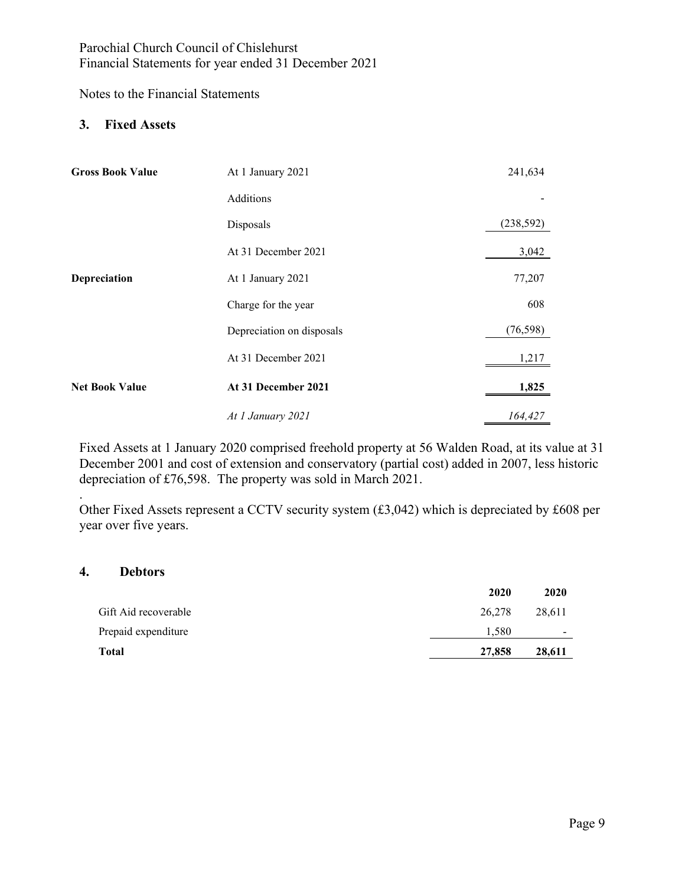Parochial Church Council of Chislehurst
Financial Statements for year ended 31 December 2021

Notes to the Financial Statements

## 3. Fixed Assets

| | | |
|---|---|---|
| **Gross Book Value** | At 1 January 2021 | 241,634 |
| | Additions | - |
| | Disposals | (238,592) |
| | At 31 December 2021 | 3,042 |
| **Depreciation** | At 1 January 2021 | 77,207 |
| | Charge for the year | 608 |
| | Depreciation on disposals | (76,598) |
| | At 31 December 2021 | 1,217 |
| **Net Book Value** | **At 31 December 2021** | **1,825** |
| | *At 1 January 2021* | *164,427* |

Fixed Assets at 1 January 2020 comprised freehold property at 56 Walden Road, at its value at 31 December 2001 and cost of extension and conservatory (partial cost) added in 2007, less historic depreciation of £76,598. The property was sold in March 2021.

.
Other Fixed Assets represent a CCTV security system (£3,042) which is depreciated by £608 per year over five years.

## 4. Debtors

| | **2020** | **2020** |
|---|---|---|
| Gift Aid recoverable | 26,278 | 28,611 |
| Prepaid expenditure | 1,580 | - |
| **Total** | **27,858** | **28,611** |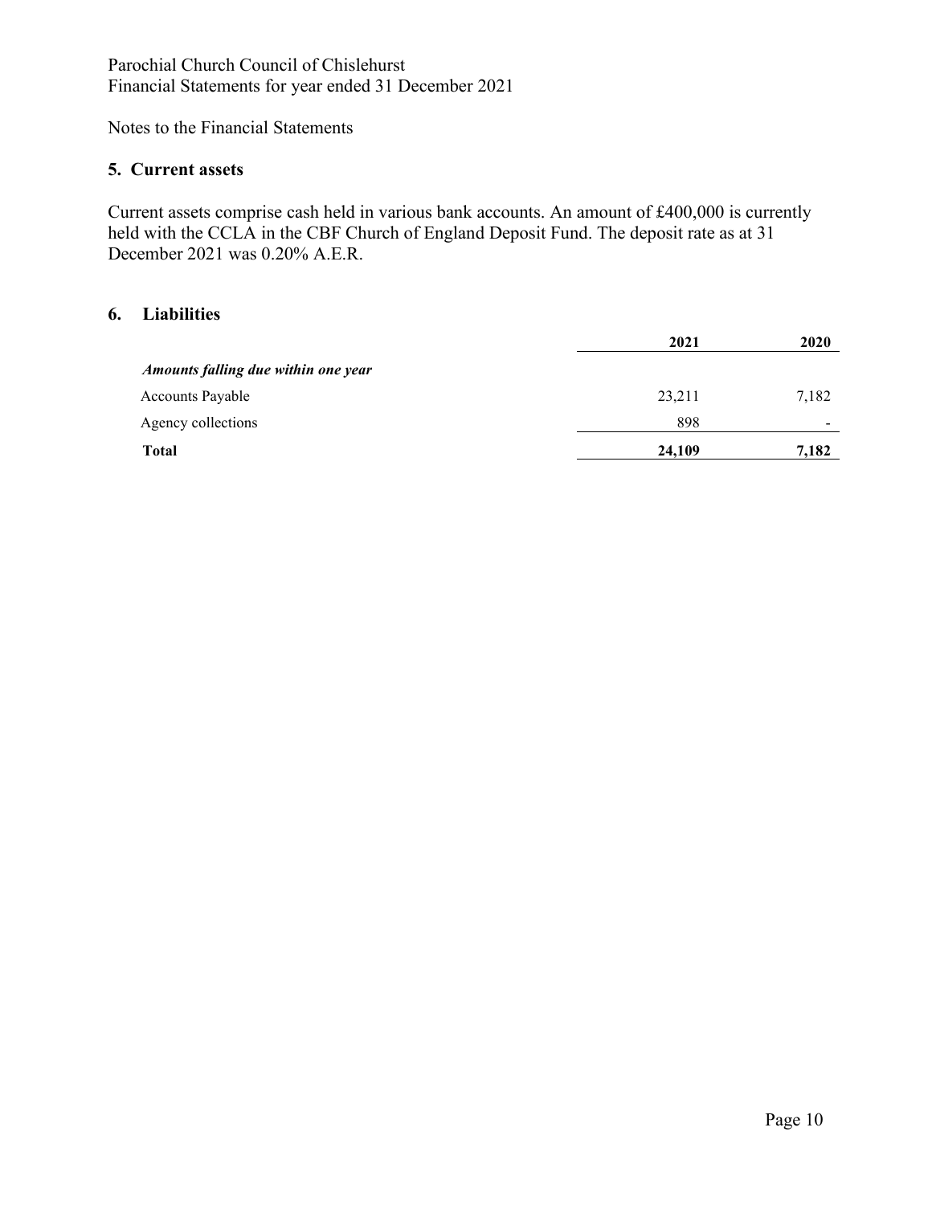Notes to the Financial Statements

## 5. Current assets

Current assets comprise cash held in various bank accounts. An amount of £400,000 is currently held with the CCLA in the CBF Church of England Deposit Fund. The deposit rate as at 31 December 2021 was 0.20% A.E.R.

## 6. Liabilities

| | 2021 | 2020 |
|---|---|---|
| ***Amounts falling due within one year*** | | |
| Accounts Payable | 23,211 | 7,182 |
| Agency collections | 898 | - |
| **Total** | **24,109** | **7,182** |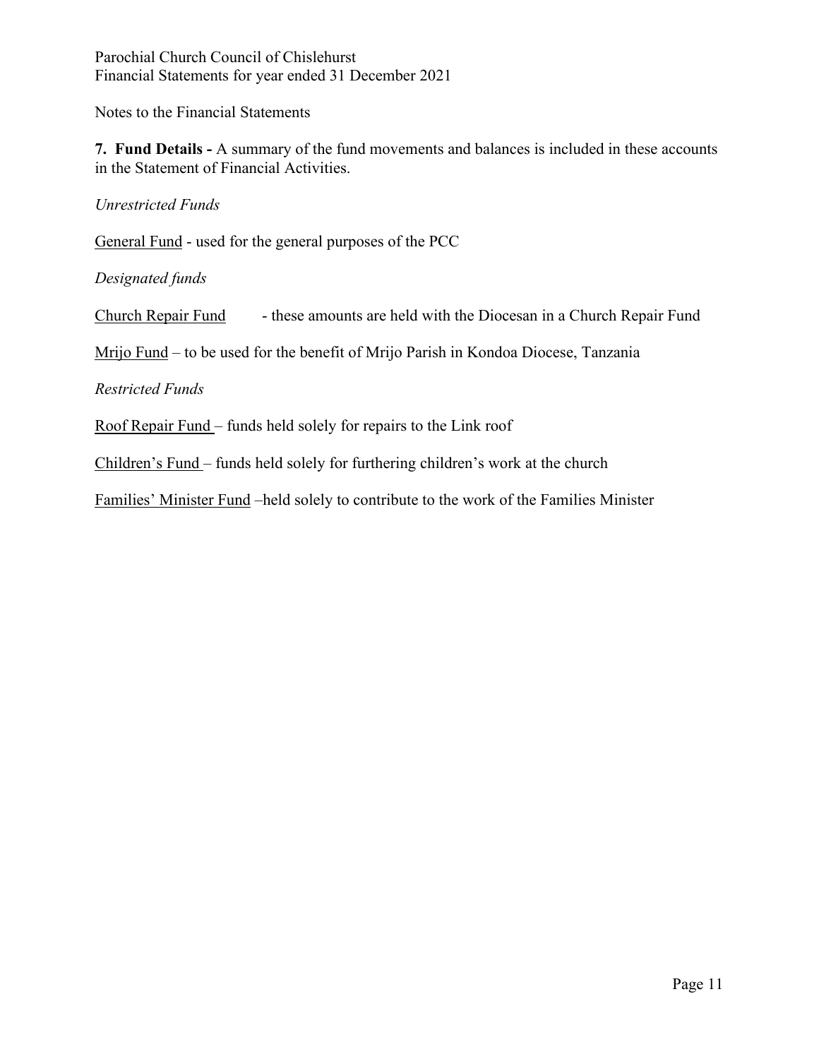Parochial Church Council of Chislehurst
Financial Statements for year ended 31 December 2021

Notes to the Financial Statements

**7. Fund Details -** A summary of the fund movements and balances is included in these accounts in the Statement of Financial Activities.

*Unrestricted Funds*

General Fund - used for the general purposes of the PCC

*Designated funds*

Church Repair Fund - these amounts are held with the Diocesan in a Church Repair Fund

Mrijo Fund – to be used for the benefit of Mrijo Parish in Kondoa Diocese, Tanzania

*Restricted Funds*

Roof Repair Fund – funds held solely for repairs to the Link roof

Children's Fund – funds held solely for furthering children's work at the church

Families' Minister Fund –held solely to contribute to the work of the Families Minister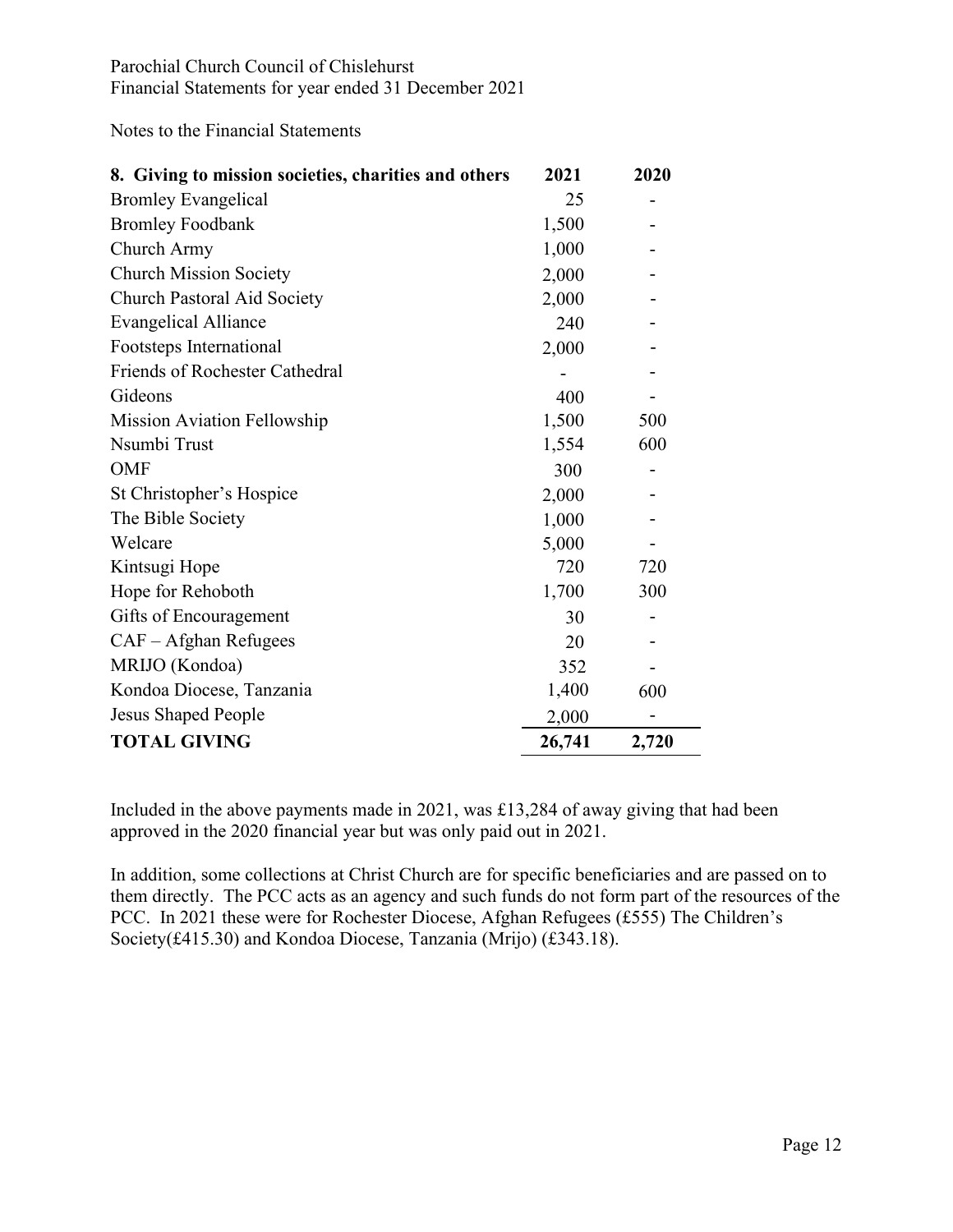Parochial Church Council of Chislehurst
Financial Statements for year ended 31 December 2021

Notes to the Financial Statements

| **8. Giving to mission societies, charities and others** | **2021** | **2020** |
|---|---|---|
| Bromley Evangelical | 25 | - |
| Bromley Foodbank | 1,500 | - |
| Church Army | 1,000 | - |
| Church Mission Society | 2,000 | - |
| Church Pastoral Aid Society | 2,000 | - |
| Evangelical Alliance | 240 | - |
| Footsteps International | 2,000 | - |
| Friends of Rochester Cathedral | - | - |
| Gideons | 400 | - |
| Mission Aviation Fellowship | 1,500 | 500 |
| Nsumbi Trust | 1,554 | 600 |
| OMF | 300 | - |
| St Christopher's Hospice | 2,000 | - |
| The Bible Society | 1,000 | - |
| Welcare | 5,000 | - |
| Kintsugi Hope | 720 | 720 |
| Hope for Rehoboth | 1,700 | 300 |
| Gifts of Encouragement | 30 | - |
| CAF – Afghan Refugees | 20 | - |
| MRIJO (Kondoa) | 352 | - |
| Kondoa Diocese, Tanzania | 1,400 | 600 |
| Jesus Shaped People | 2,000 | - |
| **TOTAL GIVING** | **26,741** | **2,720** |

Included in the above payments made in 2021, was £13,284 of away giving that had been approved in the 2020 financial year but was only paid out in 2021.

In addition, some collections at Christ Church are for specific beneficiaries and are passed on to them directly. The PCC acts as an agency and such funds do not form part of the resources of the PCC. In 2021 these were for Rochester Diocese, Afghan Refugees (£555) The Children's Society(£415.30) and Kondoa Diocese, Tanzania (Mrijo) (£343.18).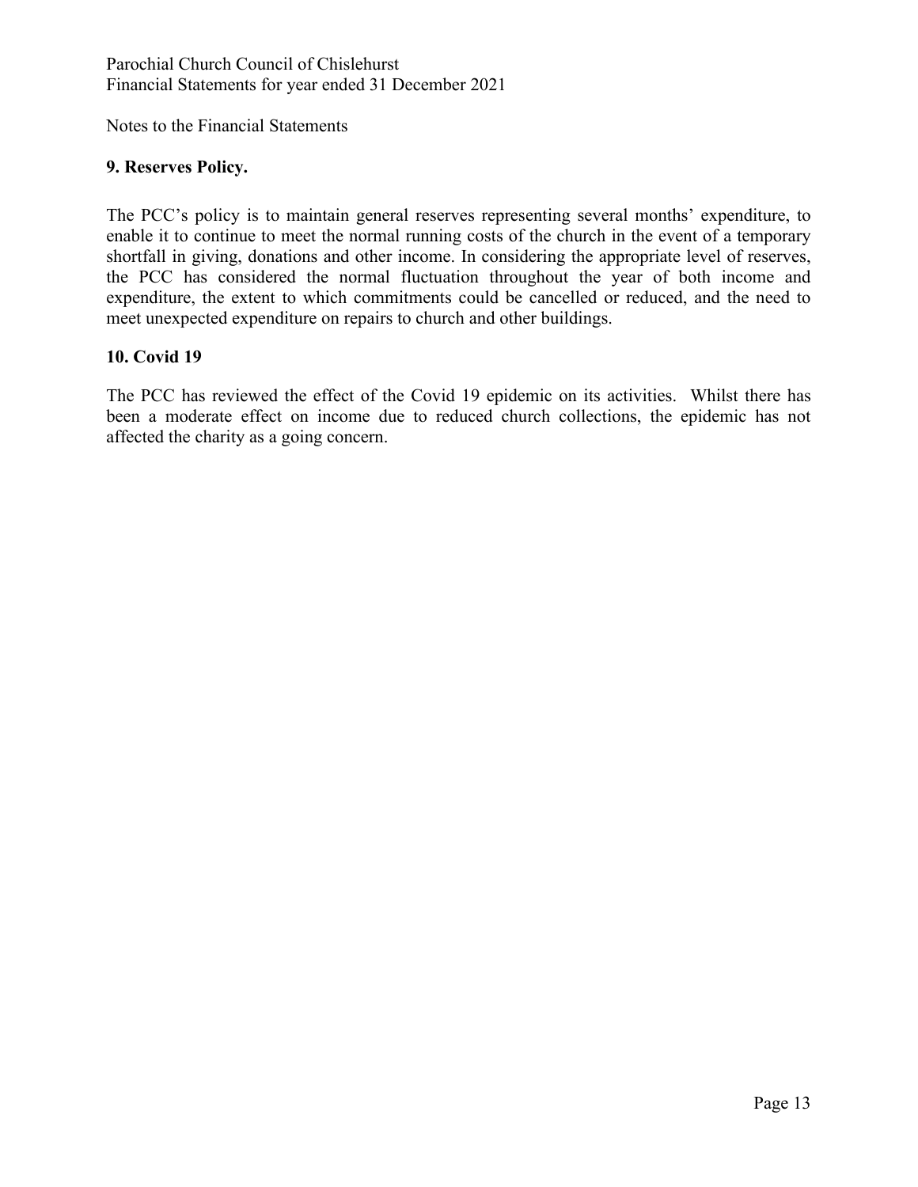Notes to the Financial Statements

## 9. Reserves Policy.

The PCC's policy is to maintain general reserves representing several months' expenditure, to enable it to continue to meet the normal running costs of the church in the event of a temporary shortfall in giving, donations and other income. In considering the appropriate level of reserves, the PCC has considered the normal fluctuation throughout the year of both income and expenditure, the extent to which commitments could be cancelled or reduced, and the need to meet unexpected expenditure on repairs to church and other buildings.

## 10. Covid 19

The PCC has reviewed the effect of the Covid 19 epidemic on its activities. Whilst there has been a moderate effect on income due to reduced church collections, the epidemic has not affected the charity as a going concern.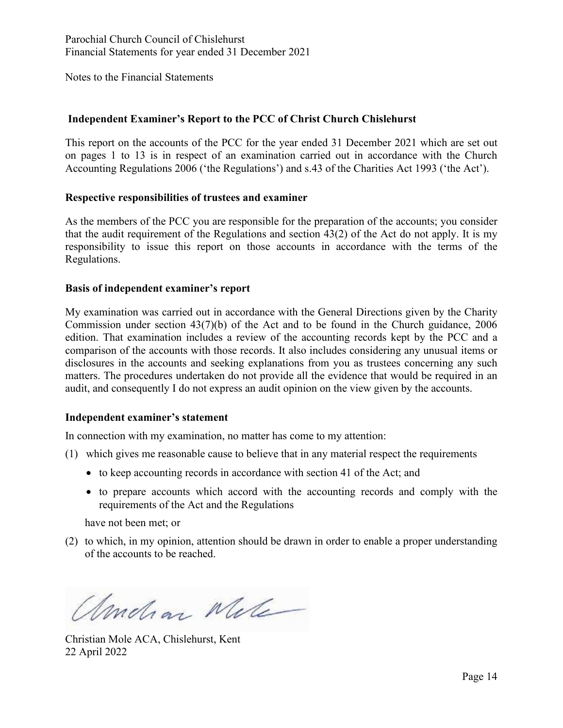Parochial Church Council of Chislehurst
Financial Statements for year ended 31 December 2021

Notes to the Financial Statements

## Independent Examiner's Report to the PCC of Christ Church Chislehurst

This report on the accounts of the PCC for the year ended 31 December 2021 which are set out on pages 1 to 13 is in respect of an examination carried out in accordance with the Church Accounting Regulations 2006 ('the Regulations') and s.43 of the Charities Act 1993 ('the Act').

### Respective responsibilities of trustees and examiner

As the members of the PCC you are responsible for the preparation of the accounts; you consider that the audit requirement of the Regulations and section 43(2) of the Act do not apply. It is my responsibility to issue this report on those accounts in accordance with the terms of the Regulations.

### Basis of independent examiner's report

My examination was carried out in accordance with the General Directions given by the Charity Commission under section 43(7)(b) of the Act and to be found in the Church guidance, 2006 edition. That examination includes a review of the accounting records kept by the PCC and a comparison of the accounts with those records. It also includes considering any unusual items or disclosures in the accounts and seeking explanations from you as trustees concerning any such matters. The procedures undertaken do not provide all the evidence that would be required in an audit, and consequently I do not express an audit opinion on the view given by the accounts.

### Independent examiner's statement

In connection with my examination, no matter has come to my attention:

(1) which gives me reasonable cause to believe that in any material respect the requirements

- to keep accounting records in accordance with section 41 of the Act; and
- to prepare accounts which accord with the accounting records and comply with the requirements of the Act and the Regulations

have not been met; or

(2) to which, in my opinion, attention should be drawn in order to enable a proper understanding of the accounts to be reached.

Christian Mole ACA, Chislehurst, Kent
22 April 2022